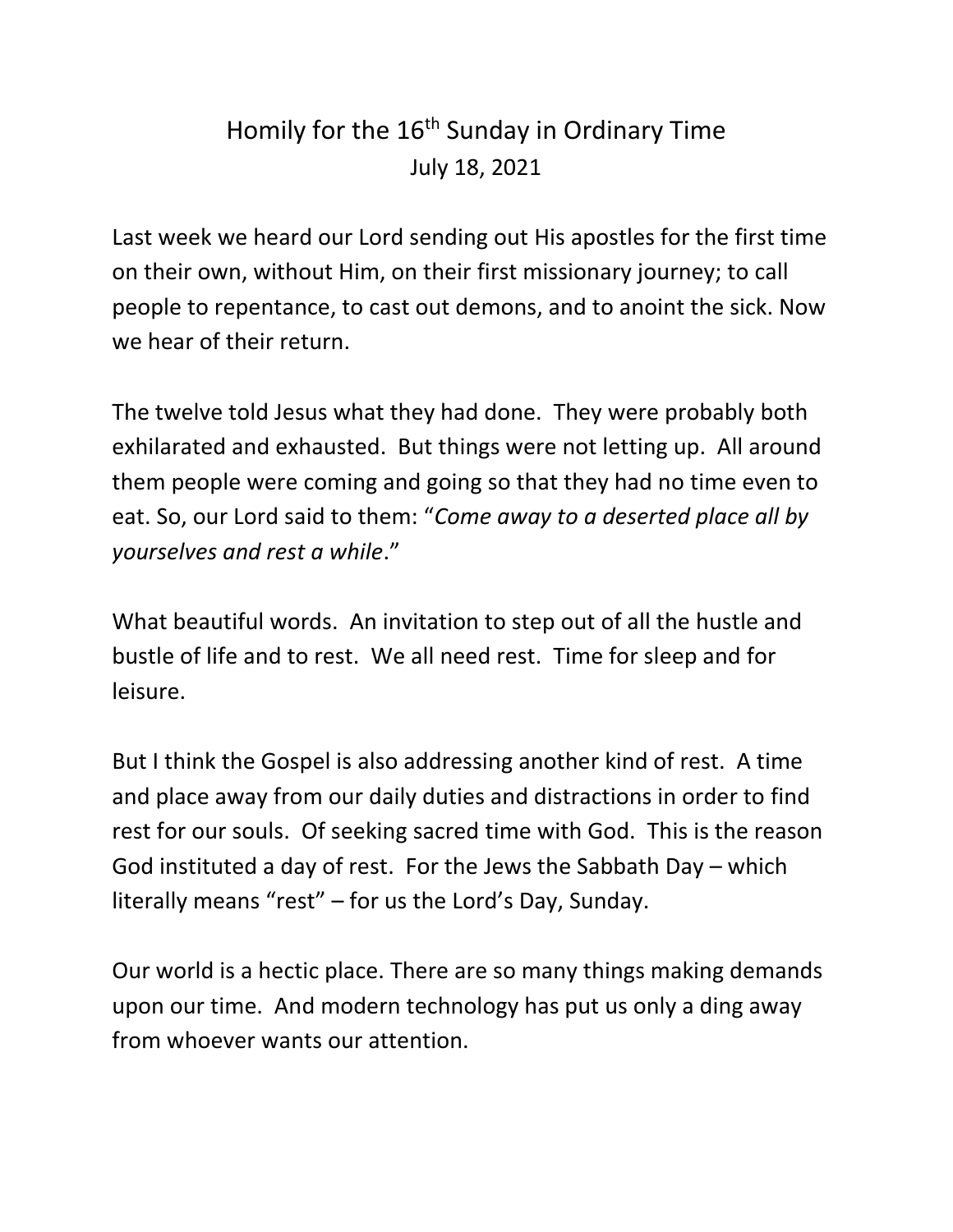# Homily for the 16th Sunday in Ordinary Time

July 18, 2021

Last week we heard our Lord sending out His apostles for the first time on their own, without Him, on their first missionary journey; to call people to repentance, to cast out demons, and to anoint the sick. Now we hear of their return.

The twelve told Jesus what they had done. They were probably both exhilarated and exhausted. But things were not letting up. All around them people were coming and going so that they had no time even to eat. So, our Lord said to them: "*Come away to a deserted place all by yourselves and rest a while*."

What beautiful words. An invitation to step out of all the hustle and bustle of life and to rest. We all need rest. Time for sleep and for leisure.

But I think the Gospel is also addressing another kind of rest. A time and place away from our daily duties and distractions in order to find rest for our souls. Of seeking sacred time with God. This is the reason God instituted a day of rest. For the Jews the Sabbath Day – which literally means "rest" – for us the Lord's Day, Sunday.

Our world is a hectic place. There are so many things making demands upon our time. And modern technology has put us only a ding away from whoever wants our attention.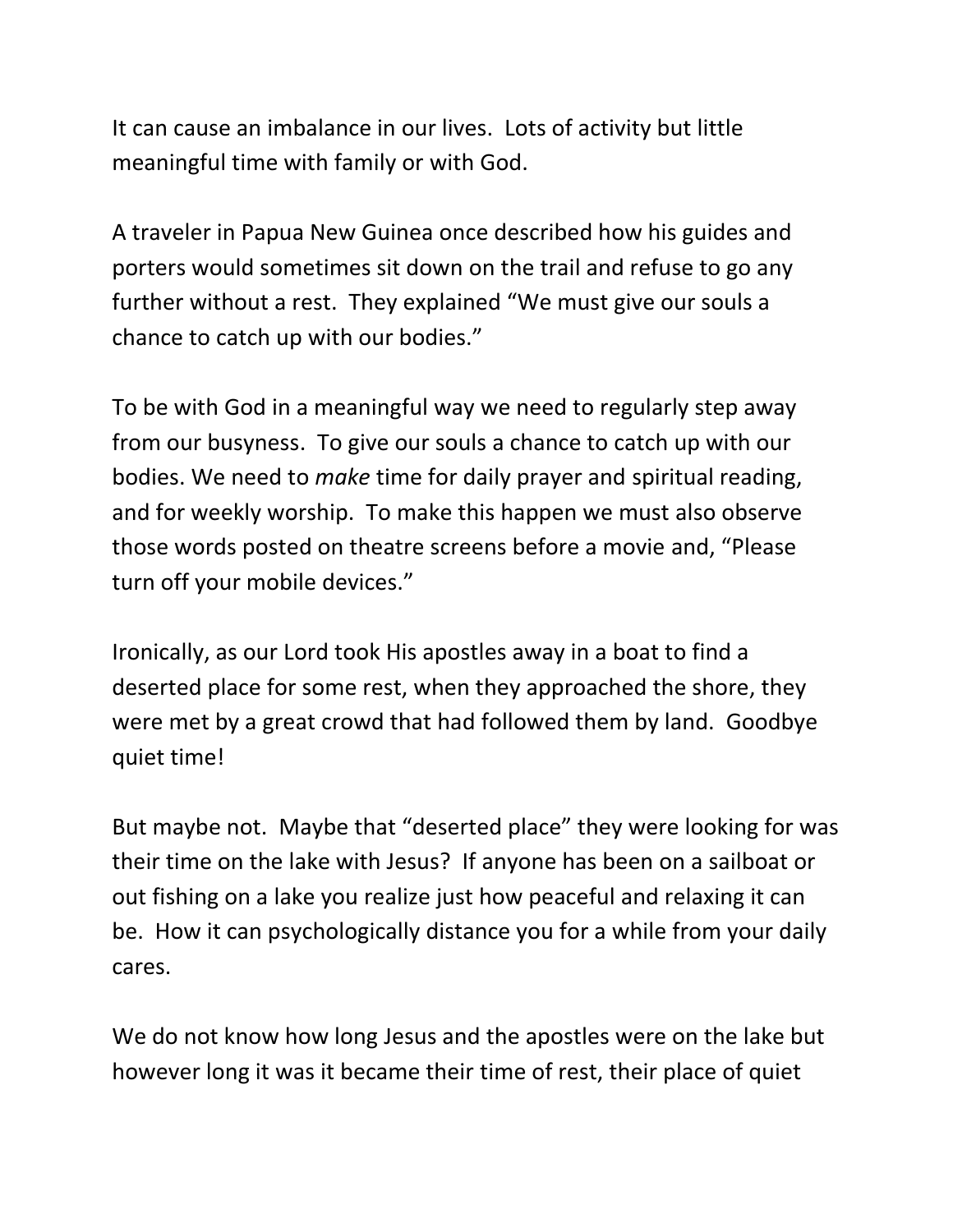It can cause an imbalance in our lives. Lots of activity but little meaningful time with family or with God.

A traveler in Papua New Guinea once described how his guides and porters would sometimes sit down on the trail and refuse to go any further without a rest. They explained "We must give our souls a chance to catch up with our bodies."

To be with God in a meaningful way we need to regularly step away from our busyness. To give our souls a chance to catch up with our bodies. We need to *make* time for daily prayer and spiritual reading, and for weekly worship. To make this happen we must also observe those words posted on theatre screens before a movie and, "Please turn off your mobile devices."

Ironically, as our Lord took His apostles away in a boat to find a deserted place for some rest, when they approached the shore, they were met by a great crowd that had followed them by land. Goodbye quiet time!

But maybe not. Maybe that "deserted place" they were looking for was their time on the lake with Jesus? If anyone has been on a sailboat or out fishing on a lake you realize just how peaceful and relaxing it can be. How it can psychologically distance you for a while from your daily cares.

We do not know how long Jesus and the apostles were on the lake but however long it was it became their time of rest, their place of quiet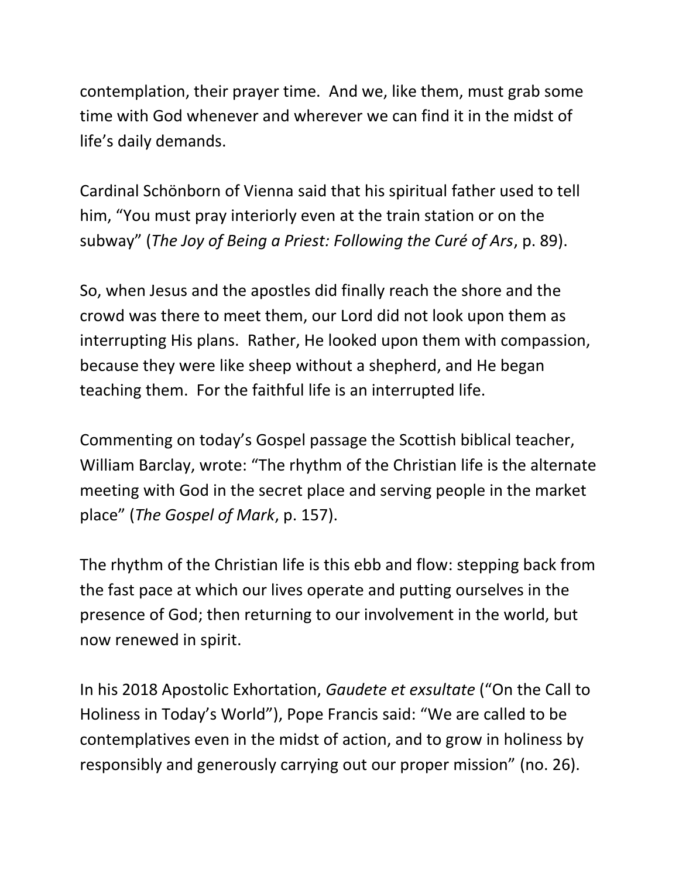contemplation, their prayer time. And we, like them, must grab some time with God whenever and wherever we can find it in the midst of life's daily demands.

Cardinal Schönborn of Vienna said that his spiritual father used to tell him, "You must pray interiorly even at the train station or on the subway" (*The Joy of Being a Priest: Following the Curé of Ars*, p. 89).

So, when Jesus and the apostles did finally reach the shore and the crowd was there to meet them, our Lord did not look upon them as interrupting His plans. Rather, He looked upon them with compassion, because they were like sheep without a shepherd, and He began teaching them. For the faithful life is an interrupted life.

Commenting on today's Gospel passage the Scottish biblical teacher, William Barclay, wrote: "The rhythm of the Christian life is the alternate meeting with God in the secret place and serving people in the market place" (*The Gospel of Mark*, p. 157).

The rhythm of the Christian life is this ebb and flow: stepping back from the fast pace at which our lives operate and putting ourselves in the presence of God; then returning to our involvement in the world, but now renewed in spirit.

In his 2018 Apostolic Exhortation, *Gaudete et exsultate* ("On the Call to Holiness in Today's World"), Pope Francis said: "We are called to be contemplatives even in the midst of action, and to grow in holiness by responsibly and generously carrying out our proper mission" (no. 26).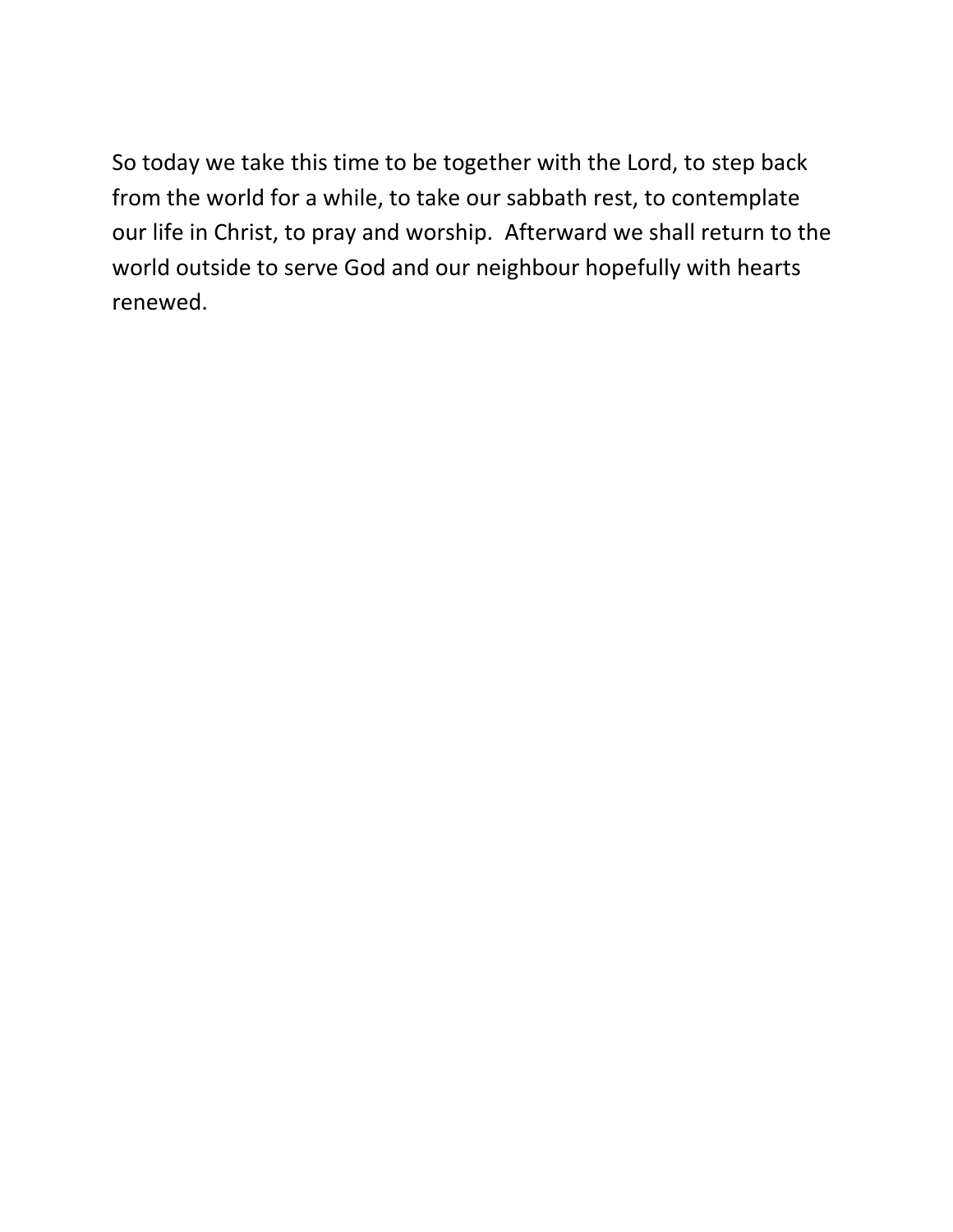So today we take this time to be together with the Lord, to step back from the world for a while, to take our sabbath rest, to contemplate our life in Christ, to pray and worship. Afterward we shall return to the world outside to serve God and our neighbour hopefully with hearts renewed.